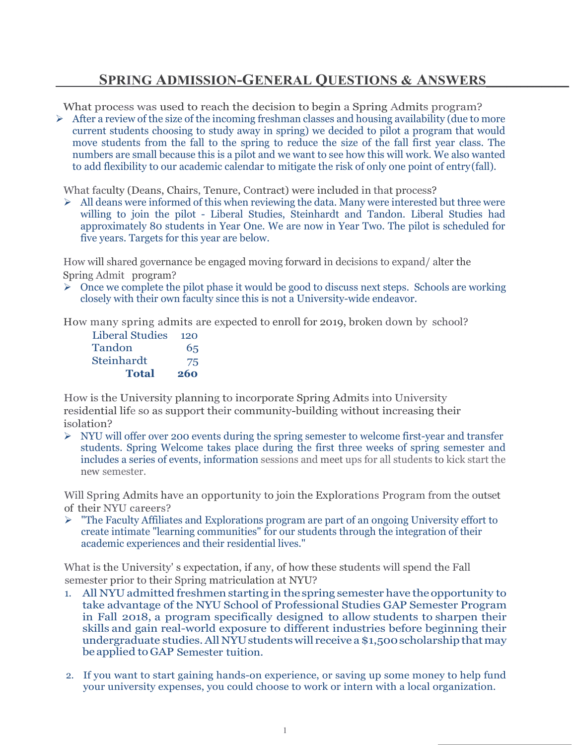# Spring Admission-General Questions & Answers

What process was used to reach the decision to begin a Spring Admits program?

- After a review of the size of the incoming freshman classes and housing availability (due to more current students choosing to study away in spring) we decided to pilot a program that would move students from the fall to the spring to reduce the size of the fall first year class. The numbers are small because this is a pilot and we want to see how this will work. We also wanted to add flexibility to our academic calendar to mitigate the risk of only one point of entry (fall).

What faculty (Deans, Chairs, Tenure, Contract) were included in that process?

- All deans were informed of this when reviewing the data. Many were interested but three were willing to join the pilot - Liberal Studies, Steinhardt and Tandon. Liberal Studies had approximately 80 students in Year One. We are now in Year Two. The pilot is scheduled for five years. Targets for this year are below.

How will shared governance be engaged moving forward in decisions to expand/ alter the Spring Admit program?

- Once we complete the pilot phase it would be good to discuss next steps. Schools are working closely with their own faculty since this is not a University-wide endeavor.

How many spring admits are expected to enroll for 2019, broken down by school?

| School | Count |
|---|---|
| Liberal Studies | 120 |
| Tandon | 65 |
| Steinhardt | 75 |
| **Total** | **260** |

How is the University planning to incorporate Spring Admits into University residential life so as support their community-building without increasing their isolation?

- NYU will offer over 200 events during the spring semester to welcome first-year and transfer students. Spring Welcome takes place during the first three weeks of spring semester and includes a series of events, information sessions and meet ups for all students to kick start the new semester.

Will Spring Admits have an opportunity to join the Explorations Program from the outset of their NYU careers?

- "The Faculty Affiliates and Explorations program are part of an ongoing University effort to create intimate "learning communities" for our students through the integration of their academic experiences and their residential lives."

What is the University' s expectation, if any, of how these students will spend the Fall semester prior to their Spring matriculation at NYU?

1. All NYU admitted freshmen starting in the spring semester have the opportunity to take advantage of the NYU School of Professional Studies GAP Semester Program in Fall 2018, a program specifically designed to allow students to sharpen their skills and gain real-world exposure to different industries before beginning their undergraduate studies. All NYU students will receive a $1,500 scholarship that may be applied to GAP Semester tuition.

2. If you want to start gaining hands-on experience, or saving up some money to help fund your university expenses, you could choose to work or intern with a local organization.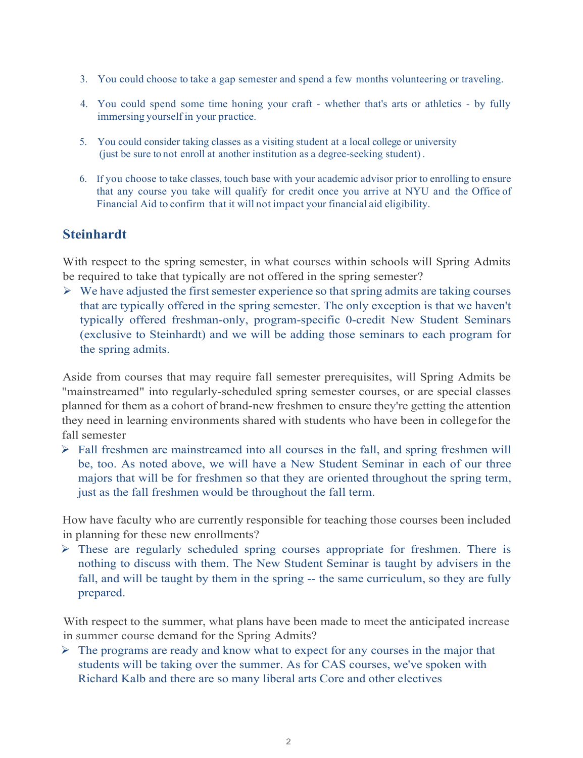3. You could choose to take a gap semester and spend a few months volunteering or traveling.

4. You could spend some time honing your craft - whether that's arts or athletics - by fully immersing yourself in your practice.

5. You could consider taking classes as a visiting student at a local college or university (just be sure to not enroll at another institution as a degree-seeking student) .

6. If you choose to take classes, touch base with your academic advisor prior to enrolling to ensure that any course you take will qualify for credit once you arrive at NYU and the Office of Financial Aid to confirm that it will not impact your financial aid eligibility.

## Steinhardt

With respect to the spring semester, in what courses within schools will Spring Admits be required to take that typically are not offered in the spring semester?

- We have adjusted the first semester experience so that spring admits are taking courses that are typically offered in the spring semester. The only exception is that we haven't typically offered freshman-only, program-specific 0-credit New Student Seminars (exclusive to Steinhardt) and we will be adding those seminars to each program for the spring admits.

Aside from courses that may require fall semester prerequisites, will Spring Admits be "mainstreamed" into regularly-scheduled spring semester courses, or are special classes planned for them as a cohort of brand-new freshmen to ensure they're getting the attention they need in learning environments shared with students who have been in college for the fall semester

- Fall freshmen are mainstreamed into all courses in the fall, and spring freshmen will be, too. As noted above, we will have a New Student Seminar in each of our three majors that will be for freshmen so that they are oriented throughout the spring term, just as the fall freshmen would be throughout the fall term.

How have faculty who are currently responsible for teaching those courses been included in planning for these new enrollments?

- These are regularly scheduled spring courses appropriate for freshmen. There is nothing to discuss with them. The New Student Seminar is taught by advisers in the fall, and will be taught by them in the spring -- the same curriculum, so they are fully prepared.

With respect to the summer, what plans have been made to meet the anticipated increase in summer course demand for the Spring Admits?

- The programs are ready and know what to expect for any courses in the major that students will be taking over the summer. As for CAS courses, we've spoken with Richard Kalb and there are so many liberal arts Core and other electives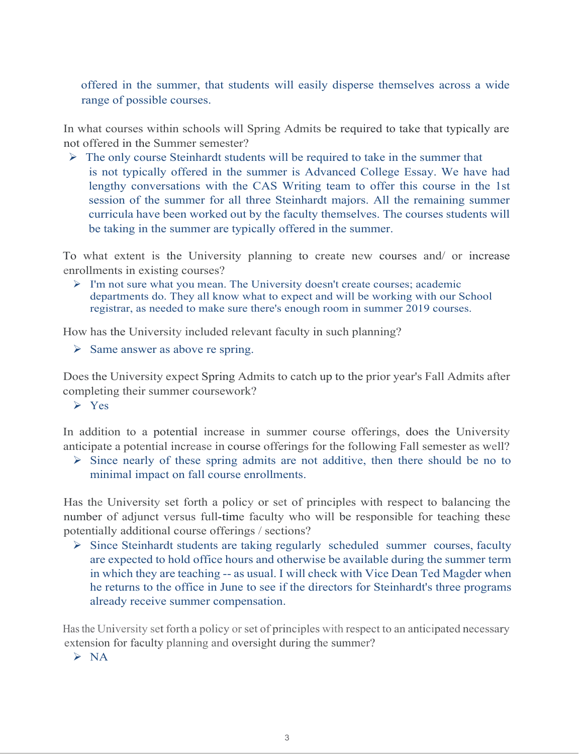offered in the summer, that students will easily disperse themselves across a wide range of possible courses.

In what courses within schools will Spring Admits be required to take that typically are not offered in the Summer semester?

- ➢ The only course Steinhardt students will be required to take in the summer that is not typically offered in the summer is Advanced College Essay. We have had lengthy conversations with the CAS Writing team to offer this course in the 1st session of the summer for all three Steinhardt majors. All the remaining summer curricula have been worked out by the faculty themselves. The courses students will be taking in the summer are typically offered in the summer.

To what extent is the University planning to create new courses and/ or increase enrollments in existing courses?

- ➢ I'm not sure what you mean. The University doesn't create courses; academic departments do. They all know what to expect and will be working with our School registrar, as needed to make sure there's enough room in summer 2019 courses.

How has the University included relevant faculty in such planning?

- ➢ Same answer as above re spring.

Does the University expect Spring Admits to catch up to the prior year's Fall Admits after completing their summer coursework?

- ➢ Yes

In addition to a potential increase in summer course offerings, does the University anticipate a potential increase in course offerings for the following Fall semester as well?

- ➢ Since nearly of these spring admits are not additive, then there should be no to minimal impact on fall course enrollments.

Has the University set forth a policy or set of principles with respect to balancing the number of adjunct versus full-time faculty who will be responsible for teaching these potentially additional course offerings / sections?

- ➢ Since Steinhardt students are taking regularly scheduled summer courses, faculty are expected to hold office hours and otherwise be available during the summer term in which they are teaching -- as usual. I will check with Vice Dean Ted Magder when he returns to the office in June to see if the directors for Steinhardt's three programs already receive summer compensation.

Has the University set forth a policy or set of principles with respect to an anticipated necessary extension for faculty planning and oversight during the summer?

- ➢ NA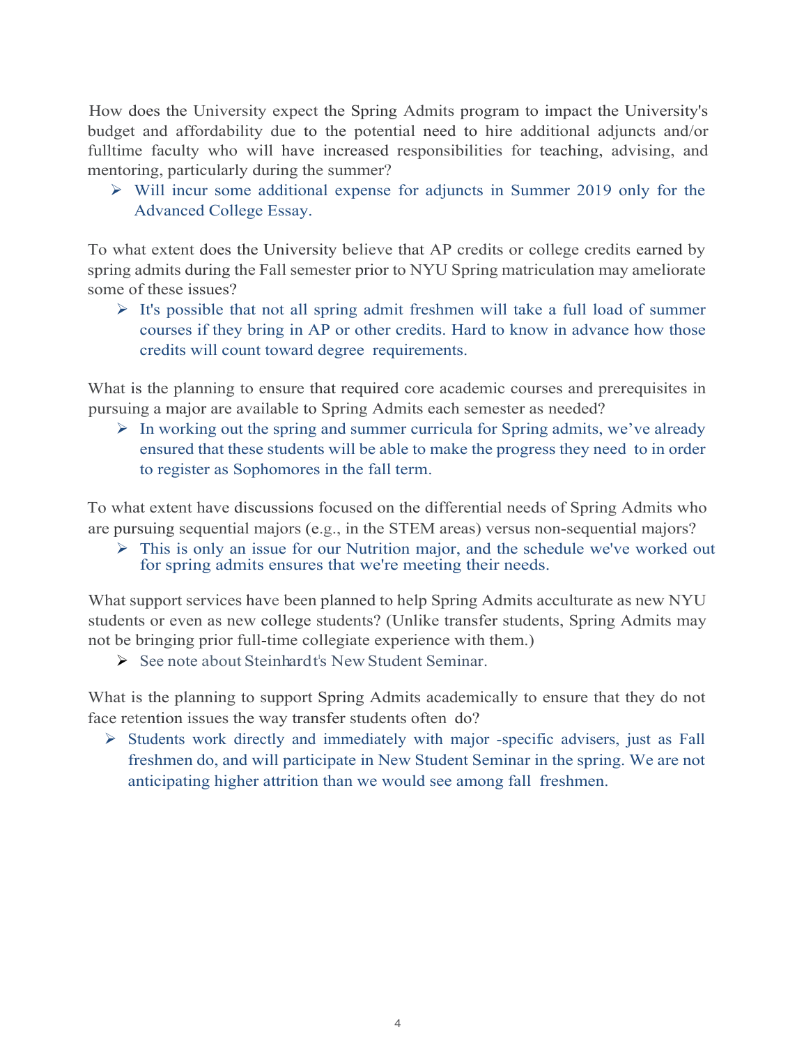How does the University expect the Spring Admits program to impact the University's budget and affordability due to the potential need to hire additional adjuncts and/or fulltime faculty who will have increased responsibilities for teaching, advising, and mentoring, particularly during the summer?

- Will incur some additional expense for adjuncts in Summer 2019 only for the Advanced College Essay.

To what extent does the University believe that AP credits or college credits earned by spring admits during the Fall semester prior to NYU Spring matriculation may ameliorate some of these issues?

- It's possible that not all spring admit freshmen will take a full load of summer courses if they bring in AP or other credits. Hard to know in advance how those credits will count toward degree requirements.

What is the planning to ensure that required core academic courses and prerequisites in pursuing a major are available to Spring Admits each semester as needed?

- In working out the spring and summer curricula for Spring admits, we've already ensured that these students will be able to make the progress they need to in order to register as Sophomores in the fall term.

To what extent have discussions focused on the differential needs of Spring Admits who are pursuing sequential majors (e.g., in the STEM areas) versus non-sequential majors?

- This is only an issue for our Nutrition major, and the schedule we've worked out for spring admits ensures that we're meeting their needs.

What support services have been planned to help Spring Admits acculturate as new NYU students or even as new college students? (Unlike transfer students, Spring Admits may not be bringing prior full-time collegiate experience with them.)

- See note about Steinhardt's New Student Seminar.

What is the planning to support Spring Admits academically to ensure that they do not face retention issues the way transfer students often do?

- Students work directly and immediately with major -specific advisers, just as Fall freshmen do, and will participate in New Student Seminar in the spring. We are not anticipating higher attrition than we would see among fall freshmen.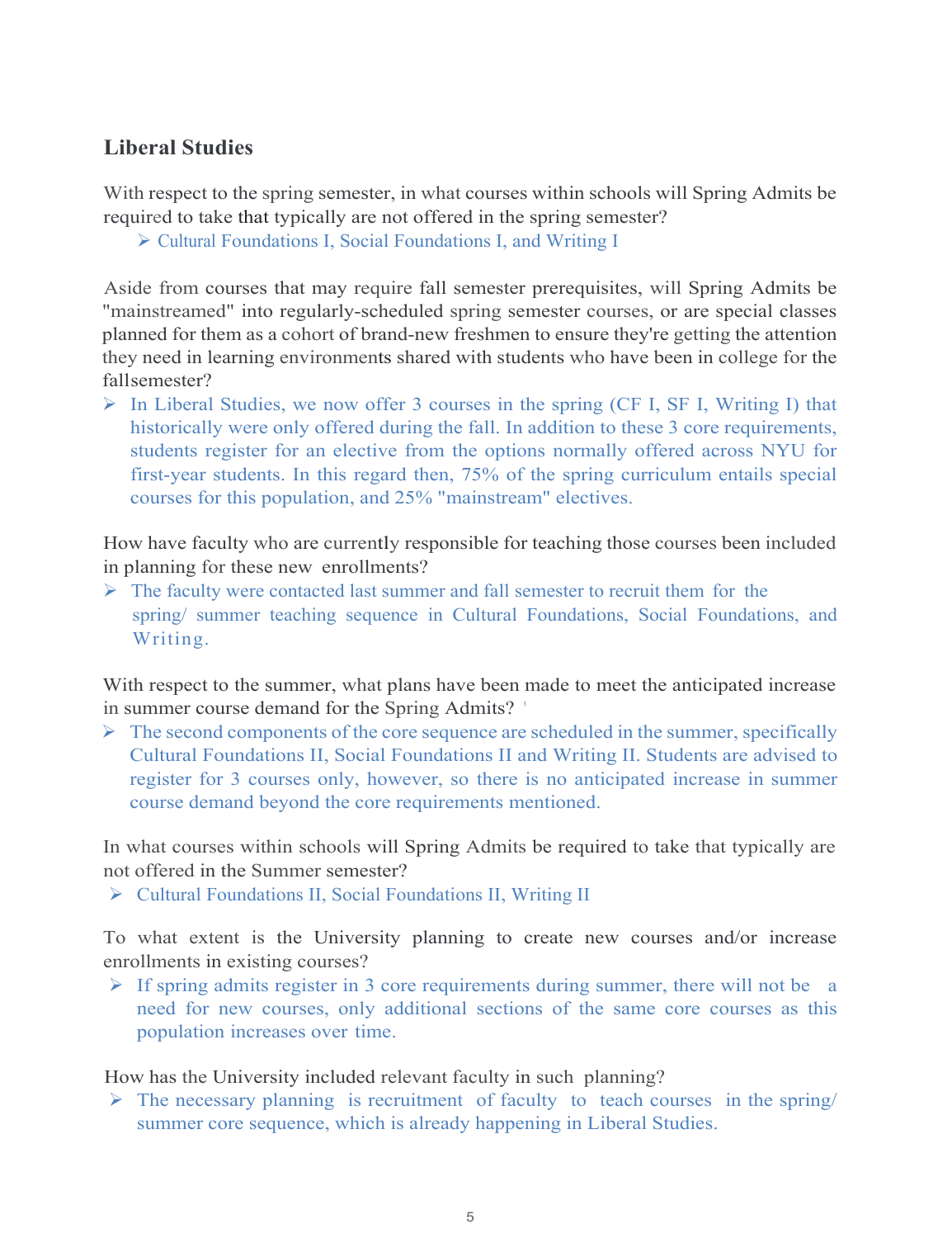## Liberal Studies

With respect to the spring semester, in what courses within schools will Spring Admits be required to take that typically are not offered in the spring semester?

- Cultural Foundations I, Social Foundations I, and Writing I

Aside from courses that may require fall semester prerequisites, will Spring Admits be "mainstreamed" into regularly-scheduled spring semester courses, or are special classes planned for them as a cohort of brand-new freshmen to ensure they're getting the attention they need in learning environments shared with students who have been in college for the fallsemester?

- In Liberal Studies, we now offer 3 courses in the spring (CF I, SF I, Writing I) that historically were only offered during the fall. In addition to these 3 core requirements, students register for an elective from the options normally offered across NYU for first-year students. In this regard then, 75% of the spring curriculum entails special courses for this population, and 25% "mainstream" electives.

How have faculty who are currently responsible for teaching those courses been included in planning for these new enrollments?

- The faculty were contacted last summer and fall semester to recruit them for the spring/ summer teaching sequence in Cultural Foundations, Social Foundations, and Writing.

With respect to the summer, what plans have been made to meet the anticipated increase in summer course demand for the Spring Admits?

- The second components of the core sequence are scheduled in the summer, specifically Cultural Foundations II, Social Foundations II and Writing II. Students are advised to register for 3 courses only, however, so there is no anticipated increase in summer course demand beyond the core requirements mentioned.

In what courses within schools will Spring Admits be required to take that typically are not offered in the Summer semester?

- Cultural Foundations II, Social Foundations II, Writing II

To what extent is the University planning to create new courses and/or increase enrollments in existing courses?

- If spring admits register in 3 core requirements during summer, there will not be a need for new courses, only additional sections of the same core courses as this population increases over time.

How has the University included relevant faculty in such planning?

- The necessary planning is recruitment of faculty to teach courses in the spring/ summer core sequence, which is already happening in Liberal Studies.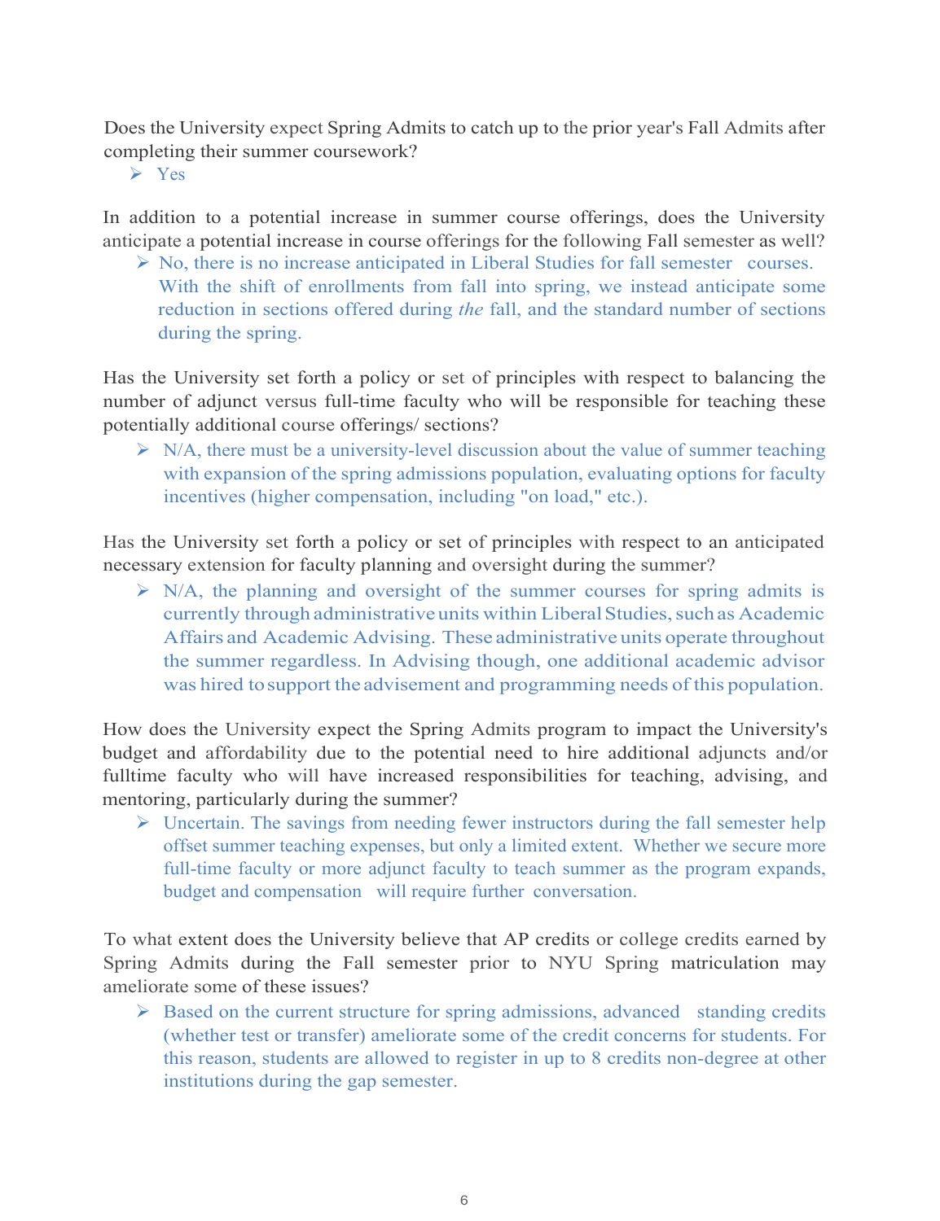Does the University expect Spring Admits to catch up to the prior year's Fall Admits after completing their summer coursework?

- Yes

In addition to a potential increase in summer course offerings, does the University anticipate a potential increase in course offerings for the following Fall semester as well?

- No, there is no increase anticipated in Liberal Studies for fall semester courses. With the shift of enrollments from fall into spring, we instead anticipate some reduction in sections offered during *the* fall, and the standard number of sections during the spring.

Has the University set forth a policy or set of principles with respect to balancing the number of adjunct versus full-time faculty who will be responsible for teaching these potentially additional course offerings/ sections?

- N/A, there must be a university-level discussion about the value of summer teaching with expansion of the spring admissions population, evaluating options for faculty incentives (higher compensation, including "on load," etc.).

Has the University set forth a policy or set of principles with respect to an anticipated necessary extension for faculty planning and oversight during the summer?

- N/A, the planning and oversight of the summer courses for spring admits is currently through administrative units within Liberal Studies, such as Academic Affairs and Academic Advising. These administrative units operate throughout the summer regardless. In Advising though, one additional academic advisor was hired to support the advisement and programming needs of this population.

How does the University expect the Spring Admits program to impact the University's budget and affordability due to the potential need to hire additional adjuncts and/or fulltime faculty who will have increased responsibilities for teaching, advising, and mentoring, particularly during the summer?

- Uncertain. The savings from needing fewer instructors during the fall semester help offset summer teaching expenses, but only a limited extent. Whether we secure more full-time faculty or more adjunct faculty to teach summer as the program expands, budget and compensation will require further conversation.

To what extent does the University believe that AP credits or college credits earned by Spring Admits during the Fall semester prior to NYU Spring matriculation may ameliorate some of these issues?

- Based on the current structure for spring admissions, advanced standing credits (whether test or transfer) ameliorate some of the credit concerns for students. For this reason, students are allowed to register in up to 8 credits non-degree at other institutions during the gap semester.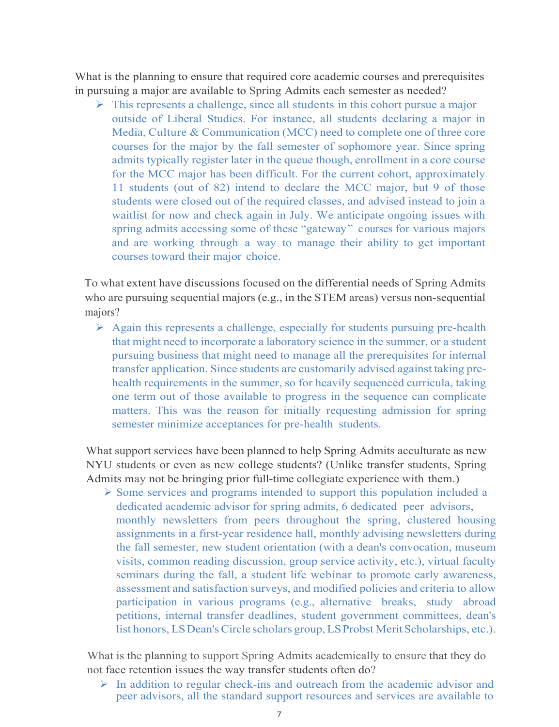What is the planning to ensure that required core academic courses and prerequisites in pursuing a major are available to Spring Admits each semester as needed?

- This represents a challenge, since all students in this cohort pursue a major outside of Liberal Studies. For instance, all students declaring a major in Media, Culture & Communication (MCC) need to complete one of three core courses for the major by the fall semester of sophomore year. Since spring admits typically register later in the queue though, enrollment in a core course for the MCC major has been difficult. For the current cohort, approximately 11 students (out of 82) intend to declare the MCC major, but 9 of those students were closed out of the required classes, and advised instead to join a waitlist for now and check again in July. We anticipate ongoing issues with spring admits accessing some of these "gateway" courses for various majors and are working through a way to manage their ability to get important courses toward their major choice.

To what extent have discussions focused on the differential needs of Spring Admits who are pursuing sequential majors (e.g., in the STEM areas) versus non-sequential majors?

- Again this represents a challenge, especially for students pursuing pre-health that might need to incorporate a laboratory science in the summer, or a student pursuing business that might need to manage all the prerequisites for internal transfer application. Since students are customarily advised against taking pre-health requirements in the summer, so for heavily sequenced curricula, taking one term out of those available to progress in the sequence can complicate matters. This was the reason for initially requesting admission for spring semester minimize acceptances for pre-health students.

What support services have been planned to help Spring Admits acculturate as new NYU students or even as new college students? (Unlike transfer students, Spring Admits may not be bringing prior full-time collegiate experience with them.)

- Some services and programs intended to support this population included a dedicated academic advisor for spring admits, 6 dedicated peer advisors, monthly newsletters from peers throughout the spring, clustered housing assignments in a first-year residence hall, monthly advising newsletters during the fall semester, new student orientation (with a dean's convocation, museum visits, common reading discussion, group service activity, etc.), virtual faculty seminars during the fall, a student life webinar to promote early awareness, assessment and satisfaction surveys, and modified policies and criteria to allow participation in various programs (e.g., alternative breaks, study abroad petitions, internal transfer deadlines, student government committees, dean's list honors, LS Dean's Circle scholars group, LS Probst Merit Scholarships, etc.).

What is the planning to support Spring Admits academically to ensure that they do not face retention issues the way transfer students often do?

- In addition to regular check-ins and outreach from the academic advisor and peer advisors, all the standard support resources and services are available to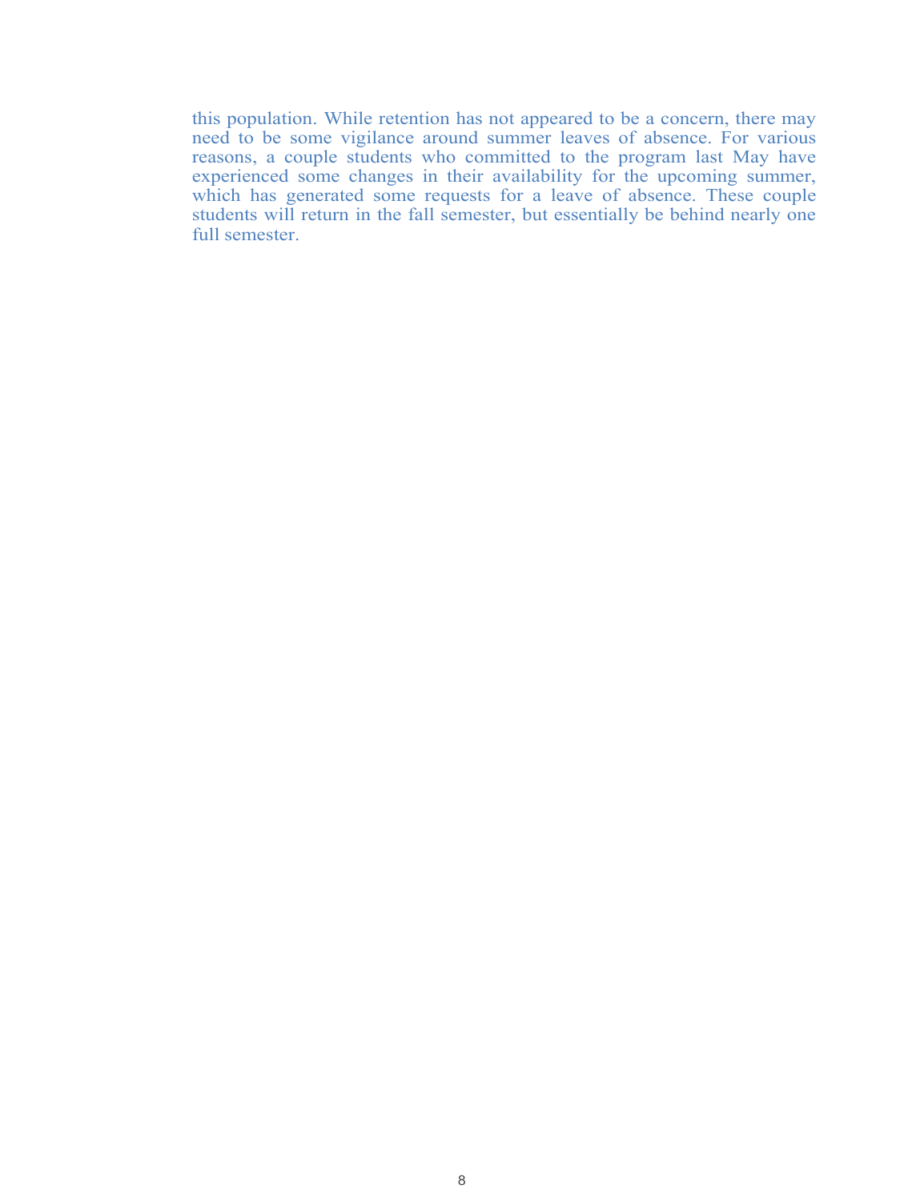this population. While retention has not appeared to be a concern, there may need to be some vigilance around summer leaves of absence. For various reasons, a couple students who committed to the program last May have experienced some changes in their availability for the upcoming summer, which has generated some requests for a leave of absence. These couple students will return in the fall semester, but essentially be behind nearly one full semester.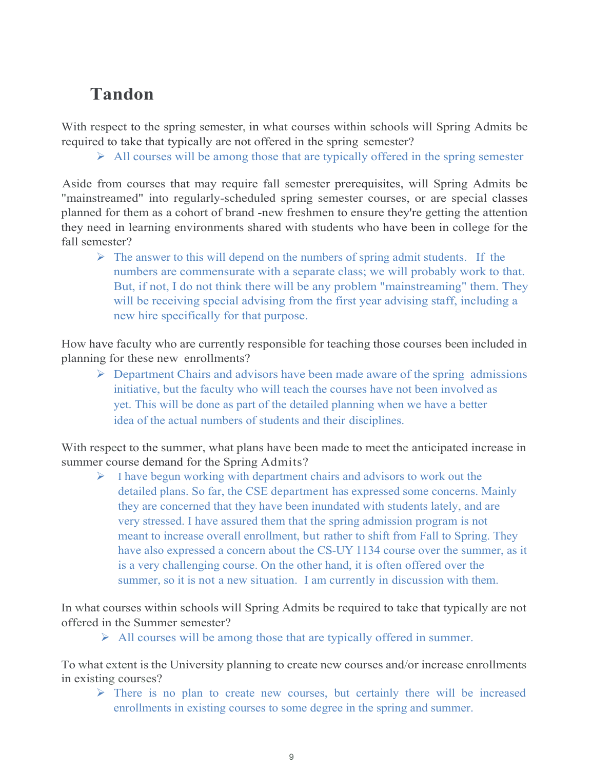# Tandon

With respect to the spring semester, in what courses within schools will Spring Admits be required to take that typically are not offered in the spring semester?

- All courses will be among those that are typically offered in the spring semester

Aside from courses that may require fall semester prerequisites, will Spring Admits be "mainstreamed" into regularly-scheduled spring semester courses, or are special classes planned for them as a cohort of brand -new freshmen to ensure they're getting the attention they need in learning environments shared with students who have been in college for the fall semester?

- The answer to this will depend on the numbers of spring admit students. If the numbers are commensurate with a separate class; we will probably work to that. But, if not, I do not think there will be any problem "mainstreaming" them. They will be receiving special advising from the first year advising staff, including a new hire specifically for that purpose.

How have faculty who are currently responsible for teaching those courses been included in planning for these new enrollments?

- Department Chairs and advisors have been made aware of the spring admissions initiative, but the faculty who will teach the courses have not been involved as yet. This will be done as part of the detailed planning when we have a better idea of the actual numbers of students and their disciplines.

With respect to the summer, what plans have been made to meet the anticipated increase in summer course demand for the Spring Admits?

- I have begun working with department chairs and advisors to work out the detailed plans. So far, the CSE department has expressed some concerns. Mainly they are concerned that they have been inundated with students lately, and are very stressed. I have assured them that the spring admission program is not meant to increase overall enrollment, but rather to shift from Fall to Spring. They have also expressed a concern about the CS-UY 1134 course over the summer, as it is a very challenging course. On the other hand, it is often offered over the summer, so it is not a new situation. I am currently in discussion with them.

In what courses within schools will Spring Admits be required to take that typically are not offered in the Summer semester?

- All courses will be among those that are typically offered in summer.

To what extent is the University planning to create new courses and/or increase enrollments in existing courses?

- There is no plan to create new courses, but certainly there will be increased enrollments in existing courses to some degree in the spring and summer.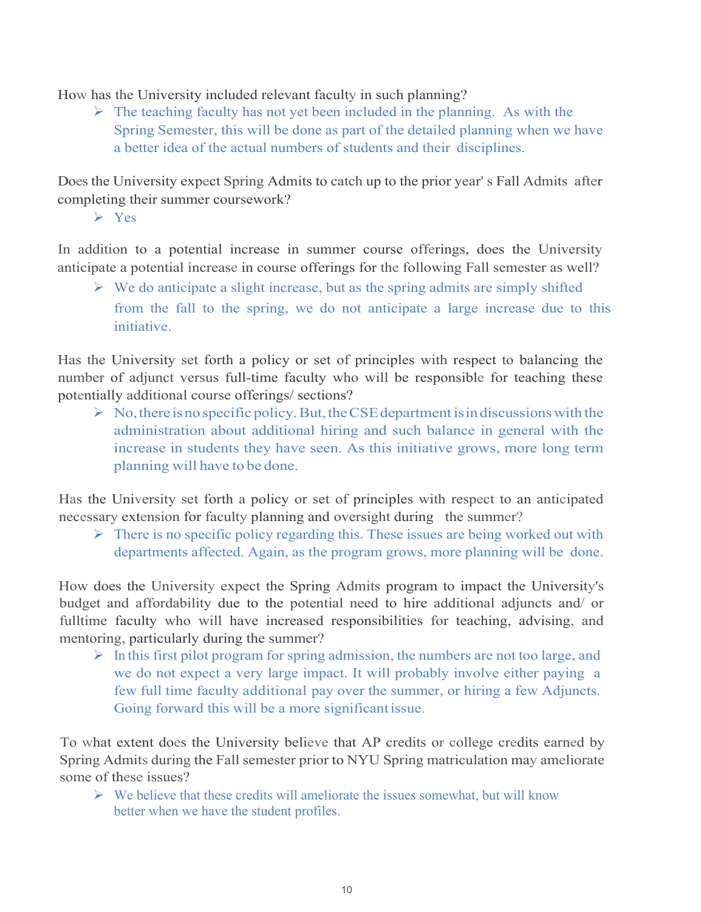How has the University included relevant faculty in such planning?

- The teaching faculty has not yet been included in the planning. As with the Spring Semester, this will be done as part of the detailed planning when we have a better idea of the actual numbers of students and their disciplines.

Does the University expect Spring Admits to catch up to the prior year's Fall Admits after completing their summer coursework?

- Yes

In addition to a potential increase in summer course offerings, does the University anticipate a potential increase in course offerings for the following Fall semester as well?

- We do anticipate a slight increase, but as the spring admits are simply shifted from the fall to the spring, we do not anticipate a large increase due to this initiative.

Has the University set forth a policy or set of principles with respect to balancing the number of adjunct versus full-time faculty who will be responsible for teaching these potentially additional course offerings/ sections?

- No, there is no specific policy. But, the CSE department is in discussions with the administration about additional hiring and such balance in general with the increase in students they have seen. As this initiative grows, more long term planning will have to be done.

Has the University set forth a policy or set of principles with respect to an anticipated necessary extension for faculty planning and oversight during the summer?

- There is no specific policy regarding this. These issues are being worked out with departments affected. Again, as the program grows, more planning will be done.

How does the University expect the Spring Admits program to impact the University's budget and affordability due to the potential need to hire additional adjuncts and/ or fulltime faculty who will have increased responsibilities for teaching, advising, and mentoring, particularly during the summer?

- In this first pilot program for spring admission, the numbers are not too large, and we do not expect a very large impact. It will probably involve either paying a few full time faculty additional pay over the summer, or hiring a few Adjuncts. Going forward this will be a more significant issue.

To what extent does the University believe that AP credits or college credits earned by Spring Admits during the Fall semester prior to NYU Spring matriculation may ameliorate some of these issues?

- We believe that these credits will ameliorate the issues somewhat, but will know better when we have the student profiles.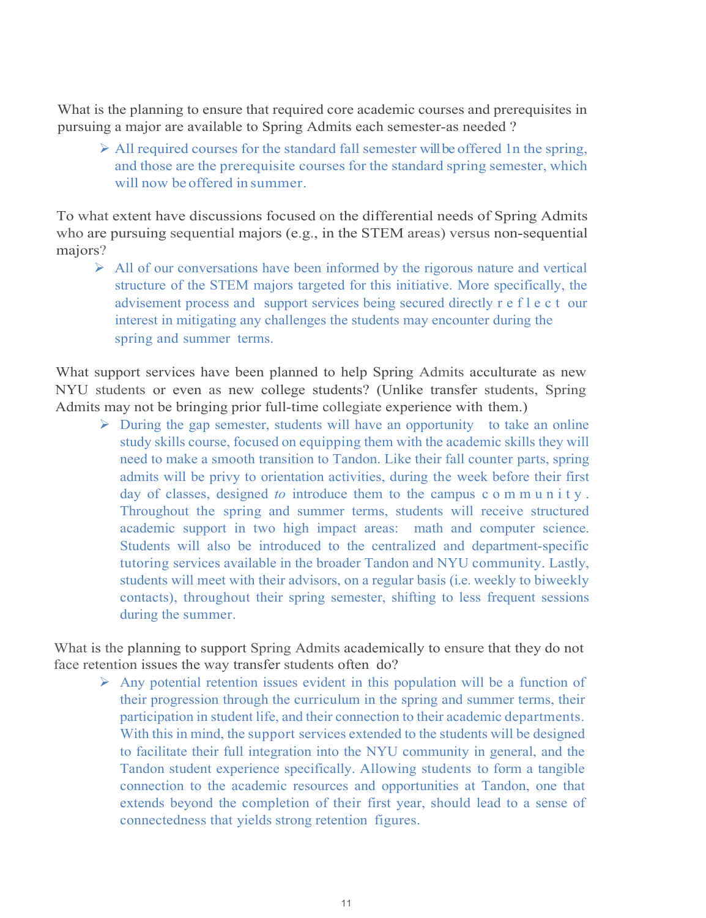What is the planning to ensure that required core academic courses and prerequisites in pursuing a major are available to Spring Admits each semester-as needed ?

- All required courses for the standard fall semester will be offered 1n the spring, and those are the prerequisite courses for the standard spring semester, which will now be offered in summer.

To what extent have discussions focused on the differential needs of Spring Admits who are pursuing sequential majors (e.g., in the STEM areas) versus non-sequential majors?

- All of our conversations have been informed by the rigorous nature and vertical structure of the STEM majors targeted for this initiative. More specifically, the advisement process and support services being secured directly reflect our interest in mitigating any challenges the students may encounter during the spring and summer terms.

What support services have been planned to help Spring Admits acculturate as new NYU students or even as new college students? (Unlike transfer students, Spring Admits may not be bringing prior full-time collegiate experience with them.)

- During the gap semester, students will have an opportunity to take an online study skills course, focused on equipping them with the academic skills they will need to make a smooth transition to Tandon. Like their fall counter parts, spring admits will be privy to orientation activities, during the week before their first day of classes, designed *to* introduce them to the campus community. Throughout the spring and summer terms, students will receive structured academic support in two high impact areas: math and computer science. Students will also be introduced to the centralized and department-specific tutoring services available in the broader Tandon and NYU community. Lastly, students will meet with their advisors, on a regular basis (i.e. weekly to biweekly contacts), throughout their spring semester, shifting to less frequent sessions during the summer.

What is the planning to support Spring Admits academically to ensure that they do not face retention issues the way transfer students often do?

- Any potential retention issues evident in this population will be a function of their progression through the curriculum in the spring and summer terms, their participation in student life, and their connection to their academic departments. With this in mind, the support services extended to the students will be designed to facilitate their full integration into the NYU community in general, and the Tandon student experience specifically. Allowing students to form a tangible connection to the academic resources and opportunities at Tandon, one that extends beyond the completion of their first year, should lead to a sense of connectedness that yields strong retention figures.